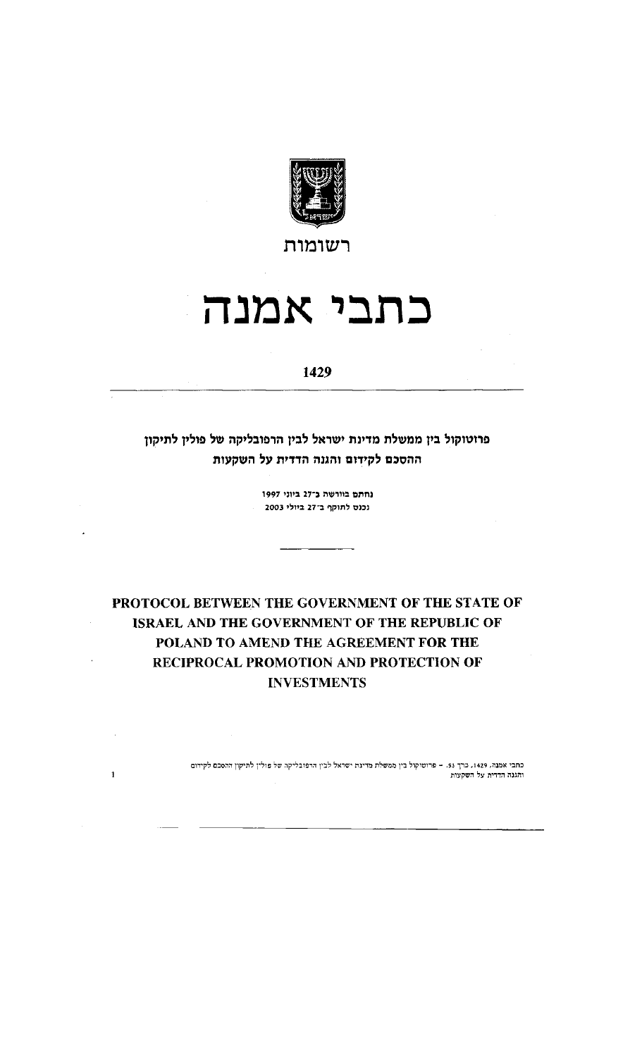רשומות

# כתבי אמנה

**1429**

## פרוטוקול בין ממשלת מדינת ישראל לבין הרפובליקה של פולין לתיקון ההסכם לקידום והגנה הדדית על השקעות

נחתם בוורשה ב־27 ביוני 1997

נכנס לתוקף ב־27 ביולי 2003

---

## PROTOCOL BETWEEN THE GOVERNMENT OF THE STATE OF ISRAEL AND THE GOVERNMENT OF THE REPUBLIC OF POLAND TO AMEND THE AGREEMENT FOR THE RECIPROCAL PROMOTION AND PROTECTION OF INVESTMENTS

כתבי אמנה, 1429, כרך 53. – פרוטוקול בין ממשלת מדינת ישראל לבין הרפובליקה של פולין לתיקון ההסכם לקידום והגנה הדדית על השקעות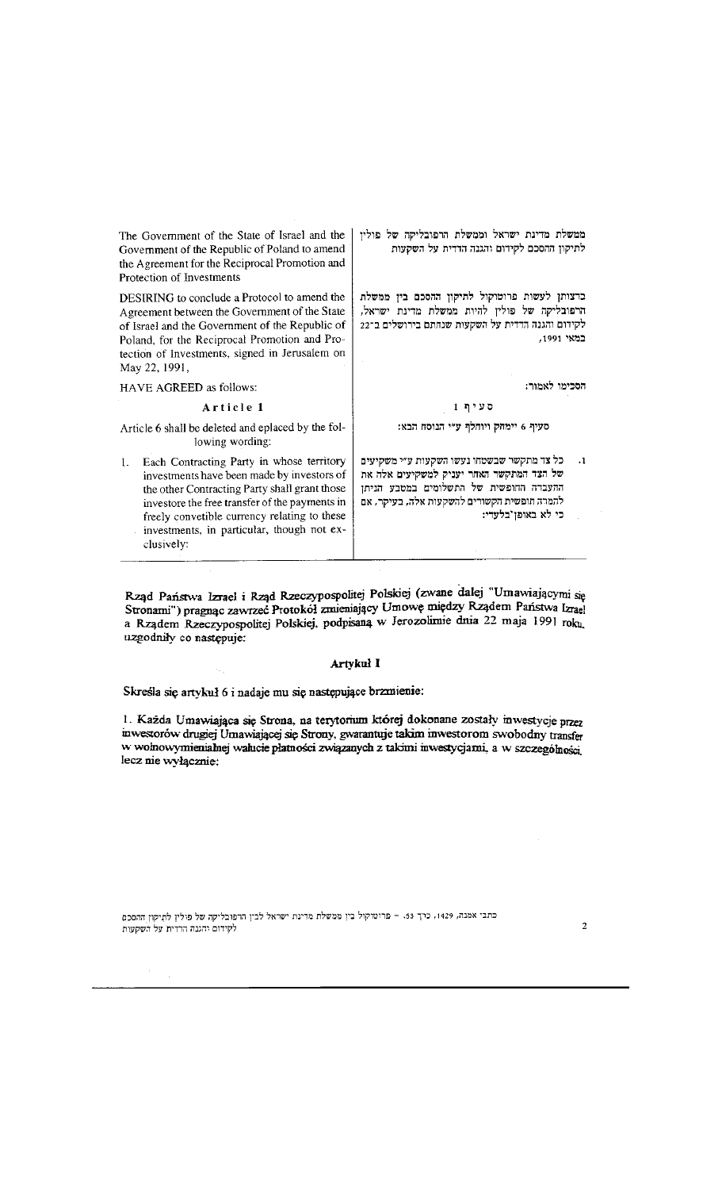The Government of the State of Israel and the Government of the Republic of Poland to amend the Agreement for the Reciprocal Promotion and Protection of Investments

DESIRING to conclude a Protocol to amend the Agreement between the Government of the State of Israel and the Government of the Republic of Poland, for the Reciprocal Promotion and Protection of Investments, signed in Jerusalem on May 22, 1991,

HAVE AGREED as follows:

## Article 1

Article 6 shall be deleted and eplaced by the following wording:

1. Each Contracting Party in whose territory investments have been made by investors of the other Contracting Party shall grant those investore the free transfer of the payments in freely convetible currency relating to these investments, in particular, though not exclusively:

ממשלת מדינת ישראל וממשלת הרפובליקה של פולין לתיקון ההסכם לקידום והגנה הדדית על השקעות

ברצותן לעשות פרוטוקול לתיקון ההסכם בין ממשלת הרפובליקה של פולין להיות ממשלת מדינת ישראל, לקידום והגנה הדדית על השקעות שנחתם בירושלים ב־22 במאי 1991,

הסכימו לאמור:

## סעיף 1

סעיף 6 יימחק ויוחלף ע״י הנוסח הבא:

1. כל צד מתקשר שבשטחו נעשו השקעות ע״י משקיעים של הצד המתקשר האחר יעניק למשקיעים אלה את ההעברה החופשית של התשלומים במטבע הניתן להמרה חופשית הקשורים להשקעות אלה, בעיקר, אם כי לא באופן בלעדי:

Rząd Państwa Izrael i Rząd Rzeczypospolitej Polskiej (zwane dalej "Umawiającymi się Stronami") pragnąc zawrzeć Protokół zmieniający Umowę między Rządem Państwa Izrael a Rządem Rzeczypospolitej Polskiej, podpisaną w Jerozolimie dnia 22 maja 1991 roku, uzgodniły co następuje:

## Artykuł I

Skreśla się artykuł 6 i nadaje mu się następujące brzmienie:

1. Każda Umawiająca się Strona, na terytorium której dokonane zostały inwestycje przez inwestorów drugiej Umawiającej się Strony, gwarantuje takim inwestorom swobodny transfer w wolnowymienialnej walucie płatności związanych z takimi inwestycjami, a w szczególności, lecz nie wyłącznie:

כתבי אמנה, 1429, כרך 53. – פרוטוקול בין ממשלת מדינת ישראל לבין הרפובליקה של פולין לתיקון ההסכם לקידום והגנה הדדית על השקעות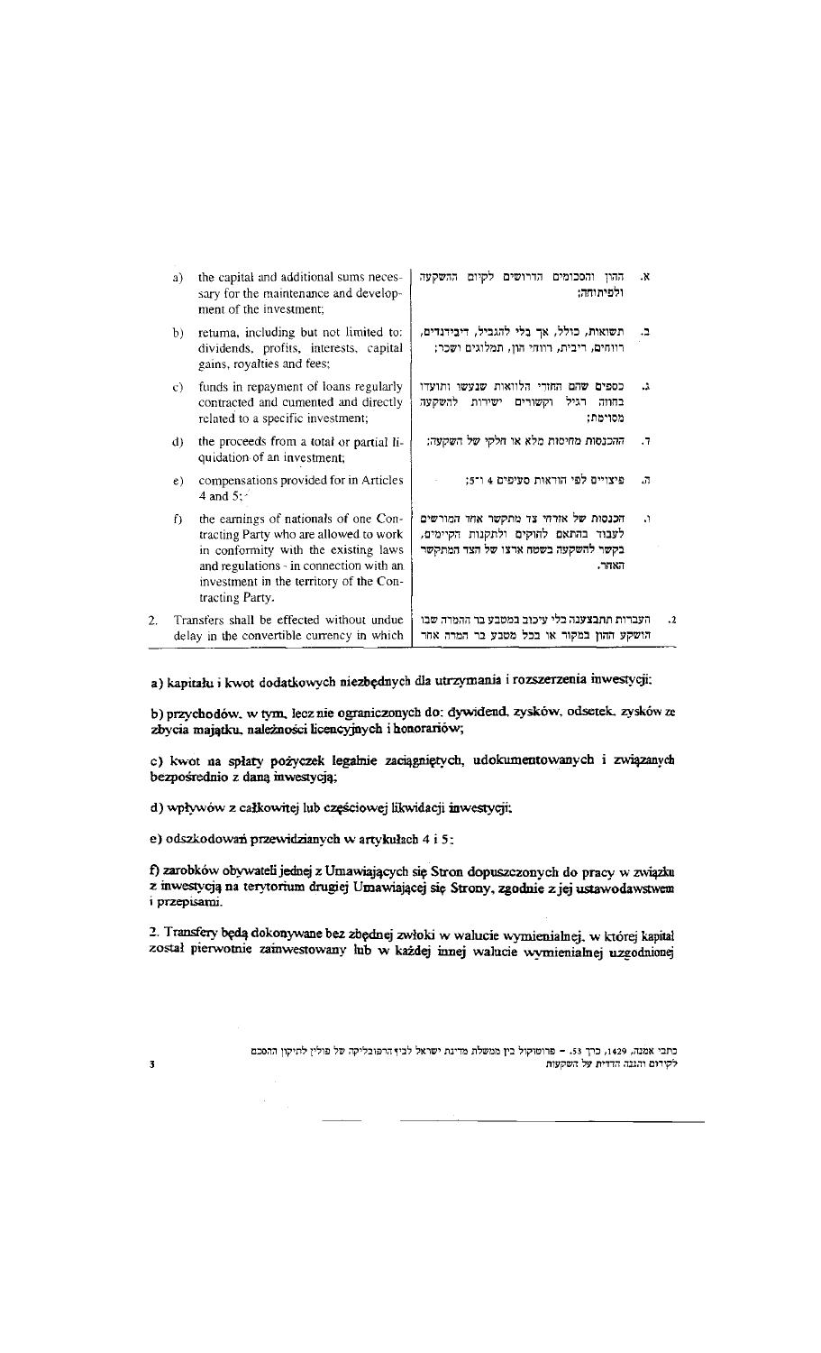| | English | Hebrew | |
|---|---|---|---|
| a) | the capital and additional sums necessary for the maintenance and development of the investment; | ההון והסכומים הדרושים לקיום ההשקעה ולפיתוחה; | א. |
| b) | returns, including but not limited to: dividends, profits, interests, capital gains, royalties and fees; | תשואות, כולל, אך בלי להגביל, דיבידנדים, רווחים, ריבית, רווחי הון, תמלוגים ושכר; | ב. |
| c) | funds in repayment of loans regularly contracted and cumented and directly related to a specific investment; | כספים שהם החזרי הלוואות שנעשו ותועדו בחוזה רגיל וקשורים ישירות להשקעה מסוימת; | ג. |
| d) | the proceeds from a total or partial liquidation of an investment; | ההכנסות מחיסות מלא או חלקי של השקעה; | ד. |
| e) | compensations provided for in Articles 4 and 5; | פיצויים לפי הוראות סעיפים 4 ו־5; | ה. |
| f) | the earnings of nationals of one Contracting Party who are allowed to work in conformity with the existing laws and regulations - in connection with an investment in the territory of the Contracting Party. | הכנסות של אזרחי צד מתקשר אחד המורשים לעבוד בהתאם לחוקים ולתקנות הקיימים, בקשר להשקעה בשטח ארצו של הצד המתקשר האחר. | ו. |

2. Transfers shall be effected without undue delay in the convertible currency in which

2. העברות תתבצענה בלי עיכוב במטבע בר ההמרה שבו הושקע ההון במקור או בכל מטבע בר המרה אחר

a) kapitału i kwot dodatkowych niezbędnych dla utrzymania i rozszerzenia inwestycji;

b) przychodów, w tym, lecz nie ograniczonych do: dywidend, zysków, odsetek, zysków ze zbycia majątku, należności licencyjnych i honorariów;

c) kwot na spłaty pożyczek legalnie zaciągniętych, udokumentowanych i związanych bezpośrednio z daną inwestycją;

d) wpływów z całkowitej lub częściowej likwidacji inwestycji;

e) odszkodowań przewidzianych w artykułach 4 i 5;

f) zarobków obywateli jednej z Umawiających się Stron dopuszczonych do pracy w związku z inwestycją na terytorium drugiej Umawiającej się Strony, zgodnie z jej ustawodawstwem i przepisami.

2. Transfery będą dokonywane bez zbędnej zwłoki w walucie wymienialnej, w której kapitał został pierwotnie zainwestowany lub w każdej innej walucie wymienialnej uzgodnionej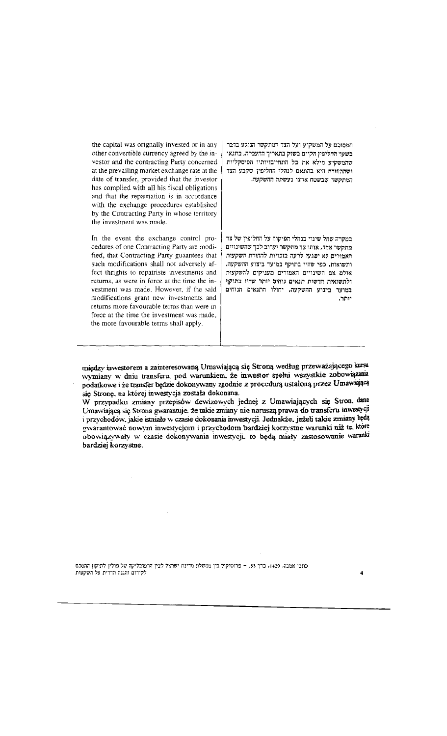the capital was orignally invested or in any other convertible currency agreed by the investor and the contracting Party concerned at the prevailing market exchange rate at the date of transfer, provided that the investor has complied with all his fiscal obligations and that the repatriation is in accordance with the exchange procedures established by the Contracting Party in whose territory the investment was made.

המוסכם על המשקיע ועל הצד המתקשר הנוגע בדבר בשער החליפין הקיים בשוק בתאריך ההעברה, בתנאי שהמשקיע מילא את כל התחייבויותיו הפיסקליות ושההחזרה היא בהתאם לנהלי החליפין שקבע הצד המתקשר שבשטח ארצו נעשתה ההשקעה.

In the event the exchange control procedures of one Contracting Party are modified, that Contracting Party guaantees that such modifications shall not adversely affect thrights to repatriste investments and returns, as were in force at the time the investment was made. However, if the said modifications grant new investments and returns more favourable terms than were in force at the time the investment was made, the more favourable terms shall apply.

במקרה שחל שינוי בנהלי הפיקוח על החליפין של צד מתקשר אחד, אותו צד מתקשר יערוב לכך שהשינויים האמורים לא יפגעו לרעה בזכויות להחזרת השקעות ותשואות, כפי שהיו בתוקף במועד ביצוע ההשקעה. אולם אם השינויים האמורים מעניקים להשקעות ולתשואות חדשות תנאים נוחים יותר שהיו בתוקף במועד ביצוע ההשקעה, יחולו התנאים הנוחים יותר.

między inwestorem a zainteresowaną Umawiającą się Stroną według przeważającego kursu wymiany w dniu transferu, pod warunkiem, że inwestor spełni wszystkie zobowiązania podatkowe i że transfer będzie dokonywany zgodnie z procedurą ustaloną przez Umawiającą się Stronę, na której inwestycja została dokonana.

W przypadku zmiany przepisów dewizowych jednej z Umawiających się Stron, dana Umawiająca się Strona gwarantuje, że takie zmiany nie naruszą prawa do transferu inwestycji i przychodów, jakie istniało w czasie dokonania inwestycji. Jednakże, jeżeli takie zmiany będą gwarantować nowym inwestycjom i przychodom bardziej korzystne warunki niż te, które obowiązywały w czasie dokonywania inwestycji, to będą miały zastosowanie warunki bardziej korzystne.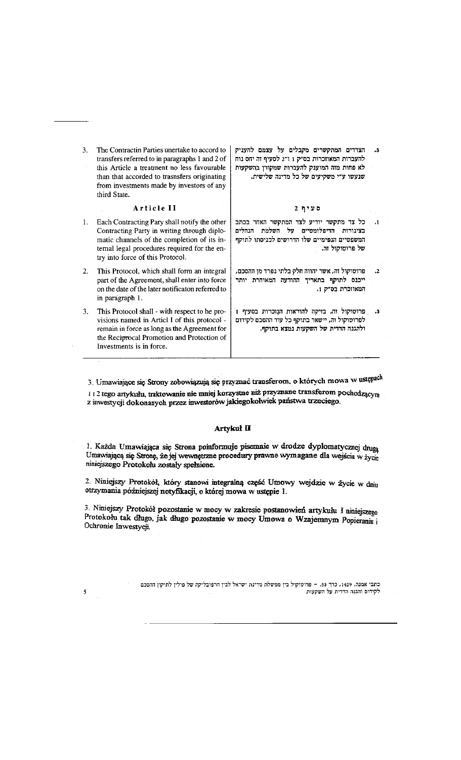3. The Contractin Parties unertake to accord to transfers referred to in paragraphs 1 and 2 of this Article a treatment no less favourable than that accorded to trasnsfers originating from investments made by investors of any third State.

## Article II

1. Each Contracting Pary shall notify the other Contracting Party in writing through diplomatic channels of the completion of its internal legal procedures required for the entry into force of this Protocol.

2. This Protocol, which shall form an integral part of the Agreement, shall enter into force on the date of the later notificaton referred to in paragraph 1.

3. This Protocol shall - with respect to he provisions named in Articl I of this protocol - remain in force as long as the Agreement for the Reciprocal Promotion and Protection of Investments is in force.

.3 הצדדים המתקשרים מקבלים על עצמם להעניק להעברות המאוזכרות בס"ק 1 ו-2 לסעיף זה יחס נוח לא פחות מזה המוענק להעברות שמקורן בהשקעות שנעשו ע"י משקיעים של כל מדינה שלישית.

## סעיף 2

.1 כל צד מתקשר יודיע לצד המתקשר האחר בכתב בצינורות הדיפלומטיים על השלמת ההליכים המשפטיים הפנימיים שלו הדרושים לכניסתו לתוקף של פרוטוקול זה.

.2 פרוטוקול זה, אשר יהווה חלק בלתי נפרד מן ההסכם, ייכנס לתוקף בתאריך ההודעה המאוחרת יותר המאוזכרת בס"ק 1.

.3 פרוטוקול זה, בזיקה להוראות הנזכרות בסעיף 1 לפרוטוקול זה, יישאר בתוקף כל עוד ההסכם לקידום ולהגנה הדדית של השקעות נמצא בתוקף.

3. Umawiające się Strony zobowiązują się przyznać transferom, o których mowa w ustępach 1 i 2 tego artykułu, traktowanie nie mniej korzystne niż przyznane transferom pochodzącym z inwestycji dokonanych przez inwestorów jakiegokolwiek państwa trzeciego.

## Artykuł II

1. Każda Umawiająca się Strona poinformuje pisemnie w drodze dyplomatycznej drugą Umawiającą się Stronę, że jej wewnętrzne procedury prawne wymagane dla wejścia w życie niniejszego Protokołu zostały spełnione.

2. Niniejszy Protokół, który stanowi integralną część Umowy wejdzie w życie w dniu otrzymania późniejszej notyfikacji, o której mowa w ustępie 1.

3. Niniejszy Protokół pozostanie w mocy w zakresie postanowień artykułu I niniejszego Protokołu tak długo, jak długo pozostanie w mocy Umowa o Wzajemnym Popieraniu i Ochronie Inwestycji.

כתבי אמנה, 1429, כרך 53, – פרוטוקול בין ממשלת מדינת ישראל לבין הרפובליקה של פולין לתיקון ההסכם לקידום והגנה הדדית על השקעות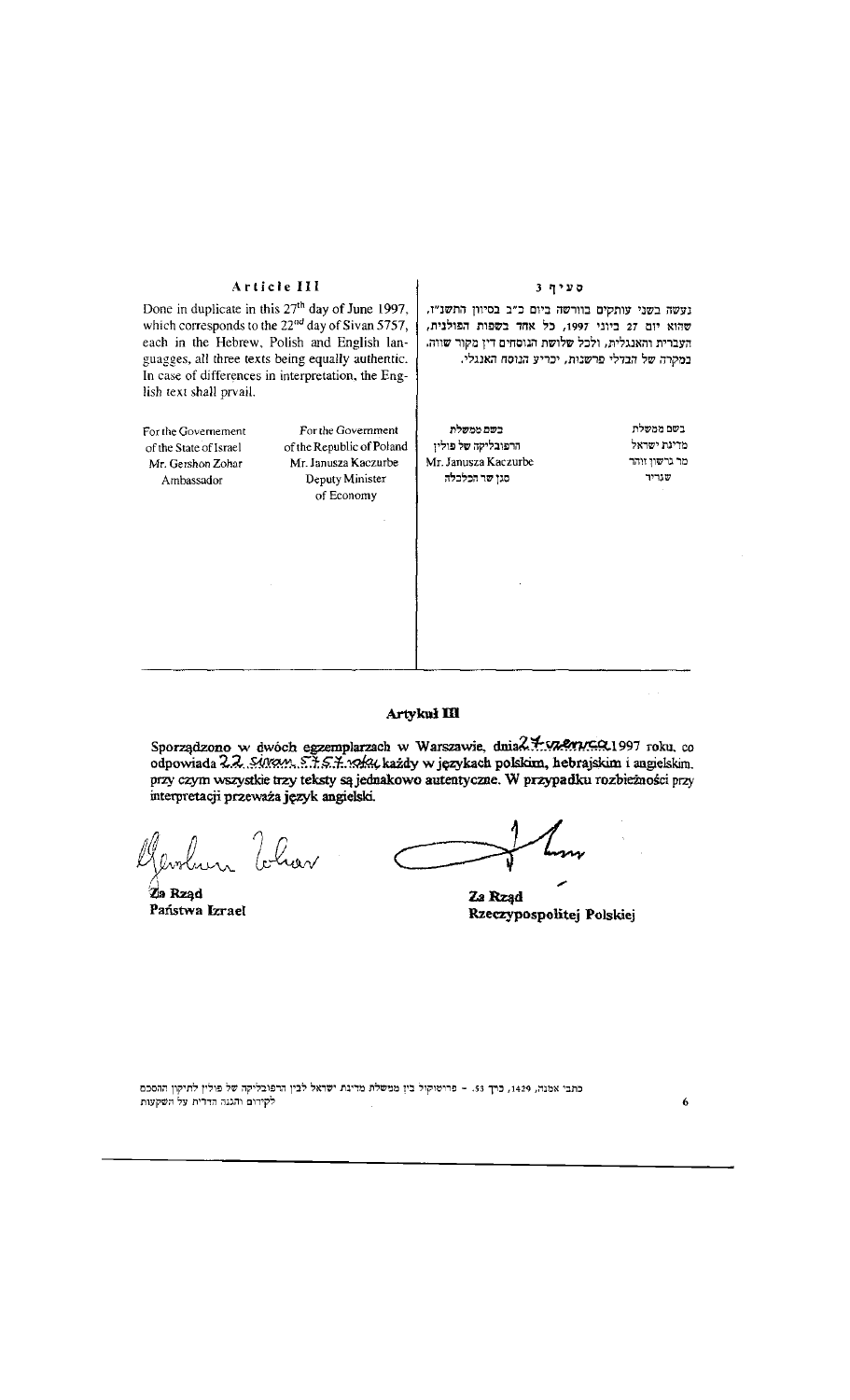## Article III

Done in duplicate in this 27[th] day of June 1997, which corresponds to the 22[nd] day of Sivan 5757, each in the Hebrew, Polish and English languages, all three texts being equally authentic. In case of differences in interpretation, the English text shall prvail.

| For the Governement of the State of Israel | For the Government of the Republic of Poland |
|---|---|
| Mr. Gershon Zohar | Mr. Janusza Kaczurbe |
| Ambassador | Deputy Minister of Economy |

## סעיף 3

נעשה בשני עותקים בוורשה ביום כ"ב בסיוון התשנ"ז, שהוא יום 27 ביוני 1997, כל אחד בשפות הפולנית, העברית והאנגלית, ולכל שלושת הנוסחים דין מקור שווה. במקרה של הבדלי פרשנות, יכריע הנוסח האנגלי.

| בשם ממשלת מדינת ישראל | בשם ממשלת הרפובליקה של פולין |
|---|---|
| מר גרשון זוהר | Mr. Janusza Kaczurbe |
| שגריר | סגן שר הכלכלה |

## Artykuł III

Sporządzono w dwóch egzemplarzach w Warszawie, dnia 27 czerwca 1997 roku, co odpowiada 22 Siwan 5757 roku, każdy w językach polskim, hebrajskim i angielskim, przy czym wszystkie trzy teksty są jednakowo autentyczne. W przypadku rozbieżności przy interpretacji przeważa język angielski.

| Za Rząd Państwa Izrael | Za Rząd Rzeczypospolitej Polskiej |
|---|---|

כתבי אמנה, 1429, כרך 53. – פרוטוקול בין ממשלת מדינת ישראל לבין הרפובליקה של פולין לתיקון ההסכם לקידום והגנה הדדית על השקעות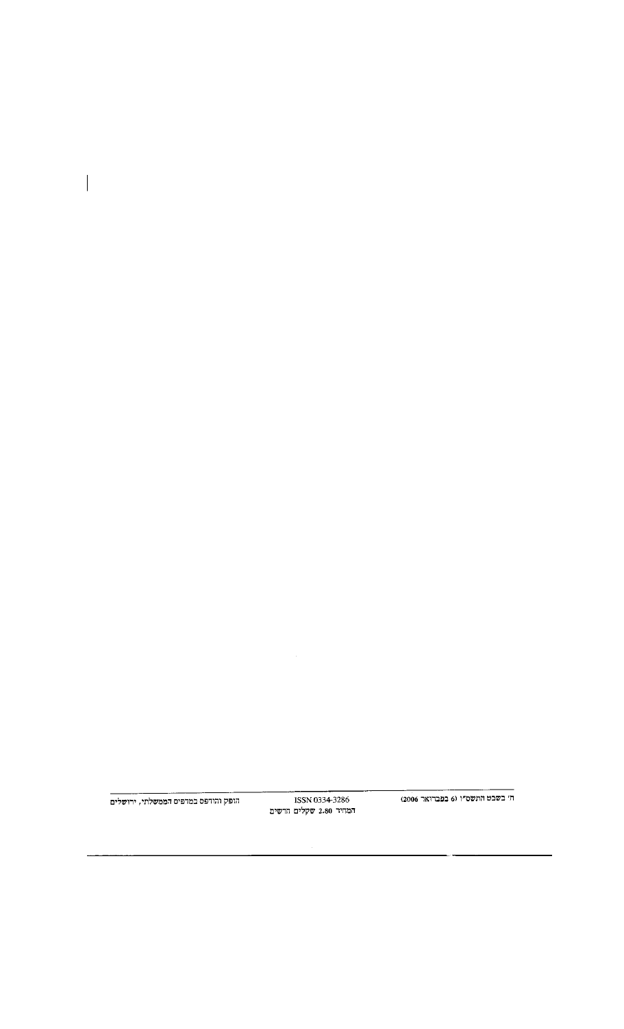ח' בשבט התשס"ו (6 בפברואר 2006)

ISSN 0334-3286

המחיר 2.80 שקלים חדשים

הופק והודפס במדפיס הממשלתי, ירושלים